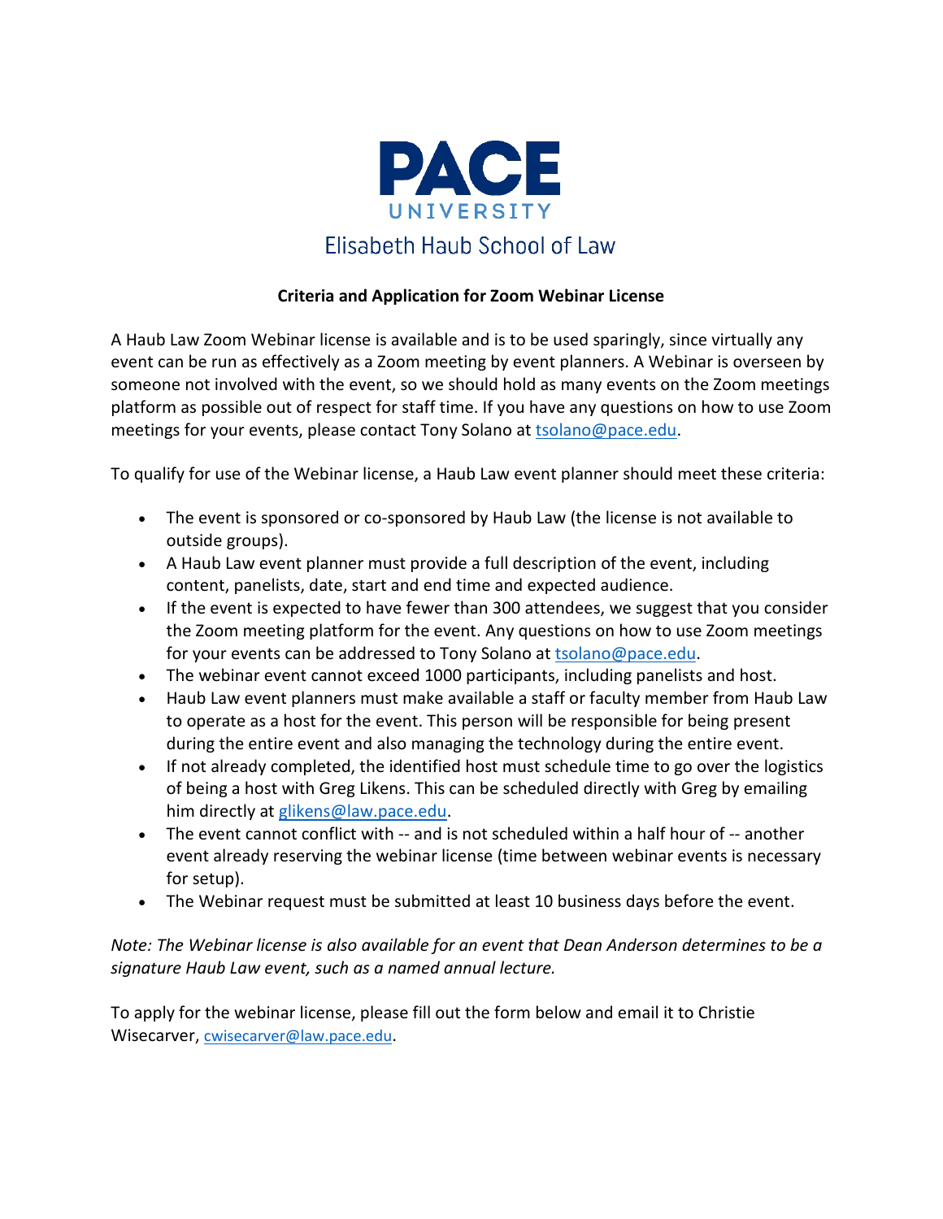# PACE UNIVERSITY

## Elisabeth Haub School of Law

**Criteria and Application for Zoom Webinar License**

A Haub Law Zoom Webinar license is available and is to be used sparingly, since virtually any event can be run as effectively as a Zoom meeting by event planners. A Webinar is overseen by someone not involved with the event, so we should hold as many events on the Zoom meetings platform as possible out of respect for staff time. If you have any questions on how to use Zoom meetings for your events, please contact Tony Solano at tsolano@pace.edu.

To qualify for use of the Webinar license, a Haub Law event planner should meet these criteria:

- The event is sponsored or co-sponsored by Haub Law (the license is not available to outside groups).
- A Haub Law event planner must provide a full description of the event, including content, panelists, date, start and end time and expected audience.
- If the event is expected to have fewer than 300 attendees, we suggest that you consider the Zoom meeting platform for the event. Any questions on how to use Zoom meetings for your events can be addressed to Tony Solano at tsolano@pace.edu.
- The webinar event cannot exceed 1000 participants, including panelists and host.
- Haub Law event planners must make available a staff or faculty member from Haub Law to operate as a host for the event. This person will be responsible for being present during the entire event and also managing the technology during the entire event.
- If not already completed, the identified host must schedule time to go over the logistics of being a host with Greg Likens. This can be scheduled directly with Greg by emailing him directly at glikens@law.pace.edu.
- The event cannot conflict with -- and is not scheduled within a half hour of -- another event already reserving the webinar license (time between webinar events is necessary for setup).
- The Webinar request must be submitted at least 10 business days before the event.

*Note: The Webinar license is also available for an event that Dean Anderson determines to be a signature Haub Law event, such as a named annual lecture.*

To apply for the webinar license, please fill out the form below and email it to Christie Wisecarver, cwisecarver@law.pace.edu.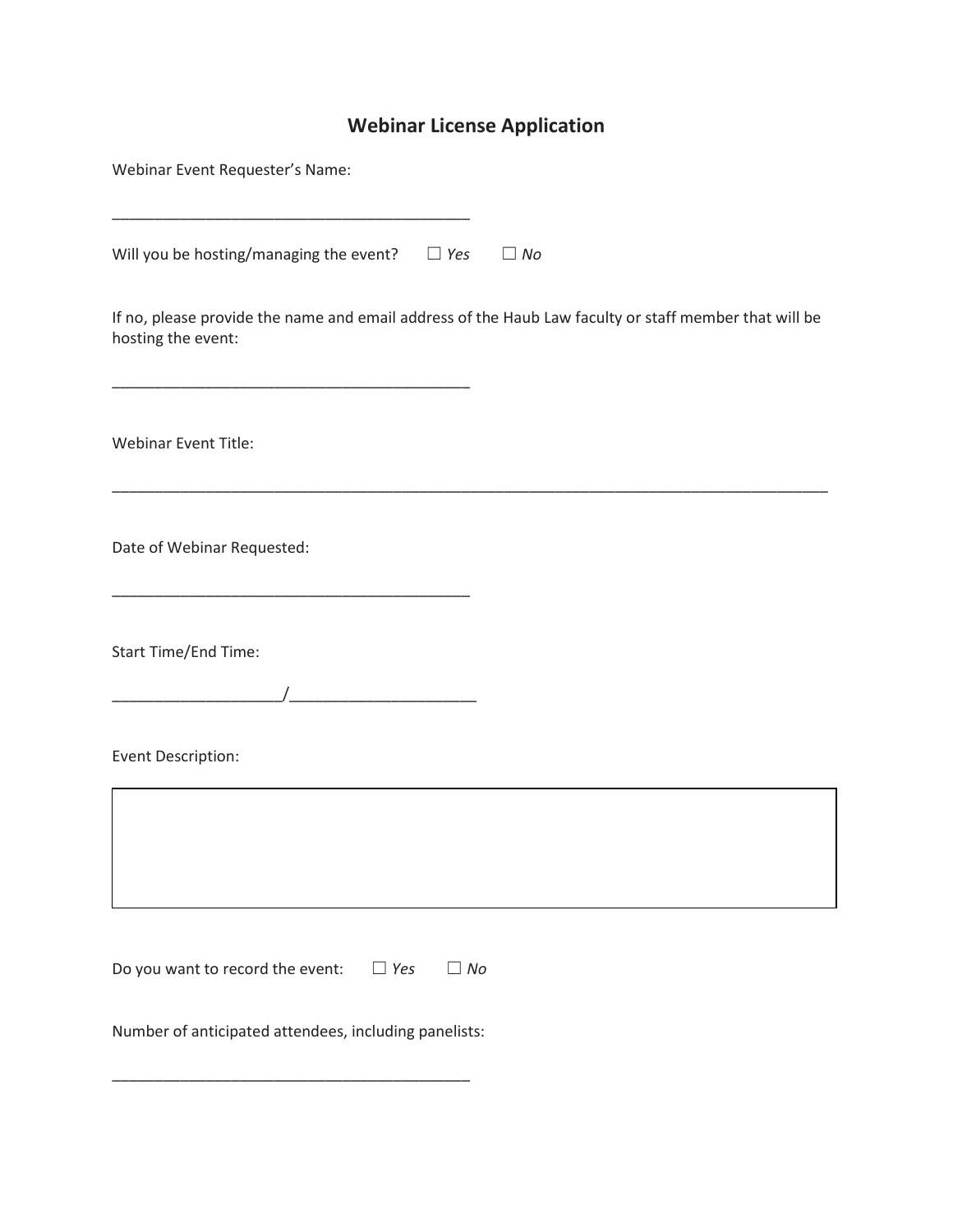# Webinar License Application

Webinar Event Requester's Name:

___________________________________________

Will you be hosting/managing the event? ☐ *Yes* ☐ *No*

If no, please provide the name and email address of the Haub Law faculty or staff member that will be hosting the event:

___________________________________________

Webinar Event Title:

_____________________________________________________________________________________

Date of Webinar Requested:

___________________________________________

Start Time/End Time:

____________________/______________________

Event Description:

| |
|---|
| |

Do you want to record the event: ☐ *Yes* ☐ *No*

Number of anticipated attendees, including panelists:

___________________________________________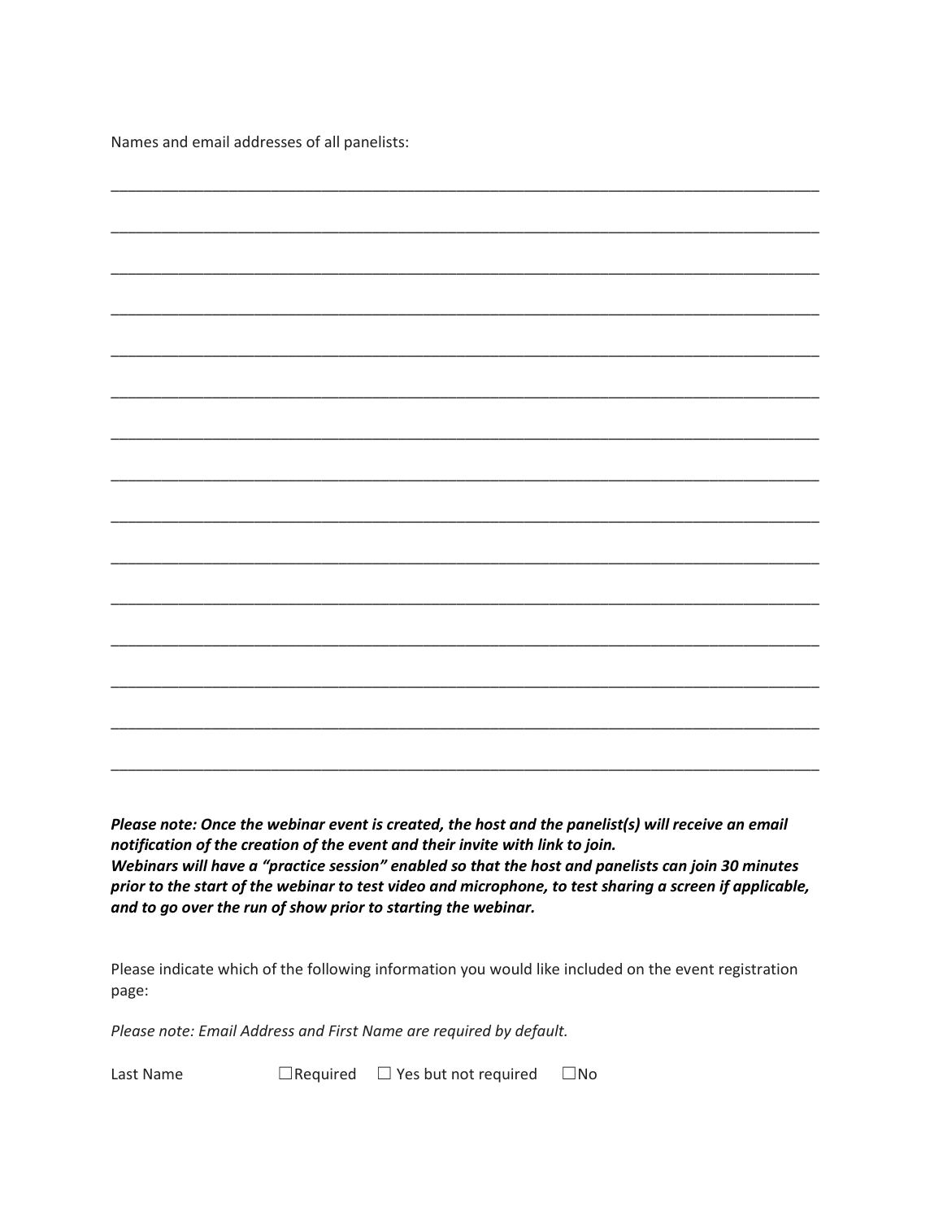Names and email addresses of all panelists:

______________________________________________________________________________

______________________________________________________________________________

______________________________________________________________________________

______________________________________________________________________________

______________________________________________________________________________

______________________________________________________________________________

______________________________________________________________________________

______________________________________________________________________________

______________________________________________________________________________

______________________________________________________________________________

______________________________________________________________________________

______________________________________________________________________________

______________________________________________________________________________

______________________________________________________________________________

______________________________________________________________________________

***Please note: Once the webinar event is created, the host and the panelist(s) will receive an email notification of the creation of the event and their invite with link to join.***
***Webinars will have a "practice session" enabled so that the host and panelists can join 30 minutes prior to the start of the webinar to test video and microphone, to test sharing a screen if applicable, and to go over the run of show prior to starting the webinar.***

Please indicate which of the following information you would like included on the event registration page:

*Please note: Email Address and First Name are required by default.*

Last Name ☐Required ☐ Yes but not required ☐No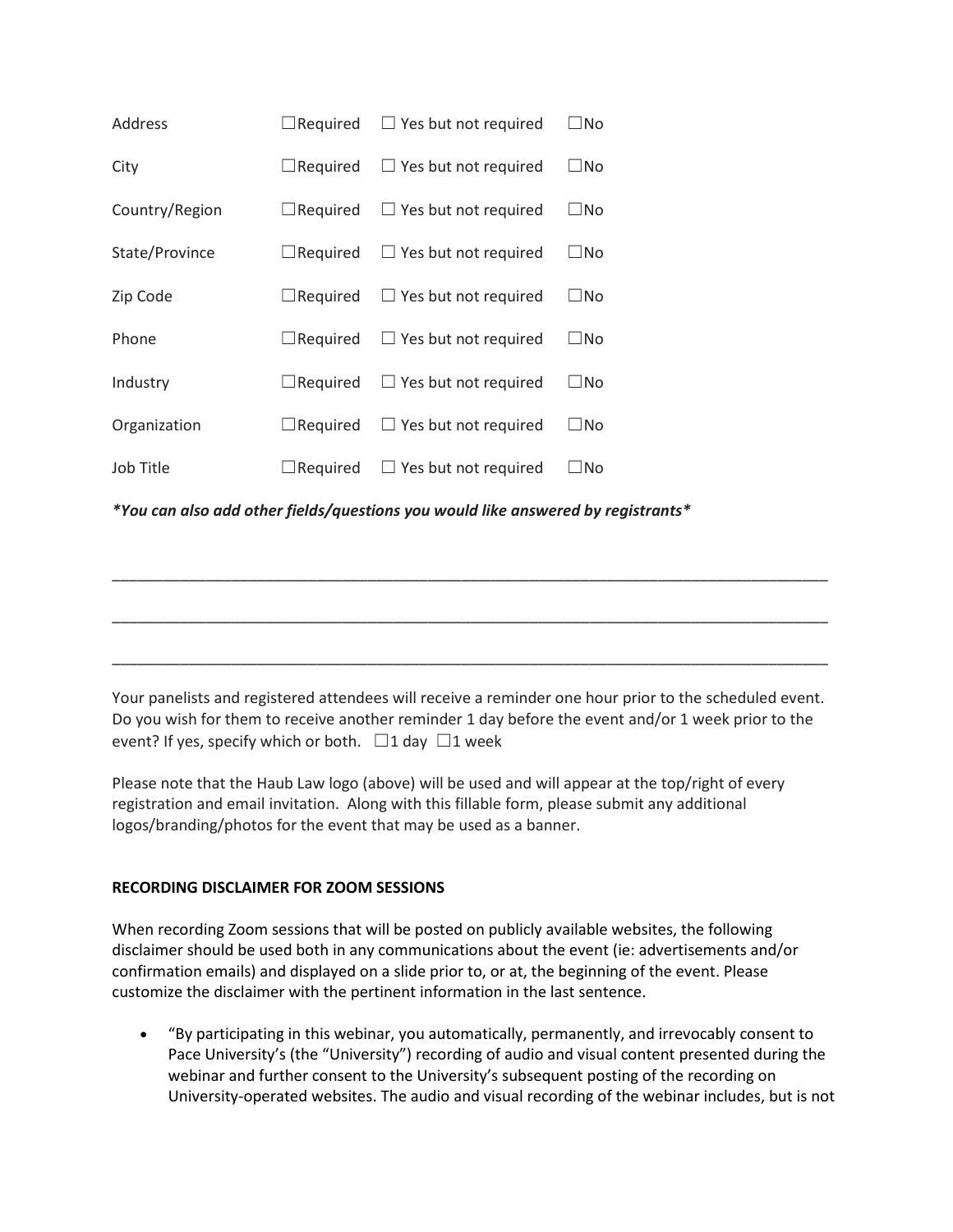| | | | |
|---|---|---|---|
| Address | ☐Required | ☐ Yes but not required | ☐No |
| City | ☐Required | ☐ Yes but not required | ☐No |
| Country/Region | ☐Required | ☐ Yes but not required | ☐No |
| State/Province | ☐Required | ☐ Yes but not required | ☐No |
| Zip Code | ☐Required | ☐ Yes but not required | ☐No |
| Phone | ☐Required | ☐ Yes but not required | ☐No |
| Industry | ☐Required | ☐ Yes but not required | ☐No |
| Organization | ☐Required | ☐ Yes but not required | ☐No |
| Job Title | ☐Required | ☐ Yes but not required | ☐No |

***You can also add other fields/questions you would like answered by registrants***

_______________________________________________________________________________________

_______________________________________________________________________________________

_______________________________________________________________________________________

Your panelists and registered attendees will receive a reminder one hour prior to the scheduled event. Do you wish for them to receive another reminder 1 day before the event and/or 1 week prior to the event? If yes, specify which or both. ☐1 day ☐1 week

Please note that the Haub Law logo (above) will be used and will appear at the top/right of every registration and email invitation. Along with this fillable form, please submit any additional logos/branding/photos for the event that may be used as a banner.

**RECORDING DISCLAIMER FOR ZOOM SESSIONS**

When recording Zoom sessions that will be posted on publicly available websites, the following disclaimer should be used both in any communications about the event (ie: advertisements and/or confirmation emails) and displayed on a slide prior to, or at, the beginning of the event. Please customize the disclaimer with the pertinent information in the last sentence.

- "By participating in this webinar, you automatically, permanently, and irrevocably consent to Pace University's (the "University") recording of audio and visual content presented during the webinar and further consent to the University's subsequent posting of the recording on University-operated websites. The audio and visual recording of the webinar includes, but is not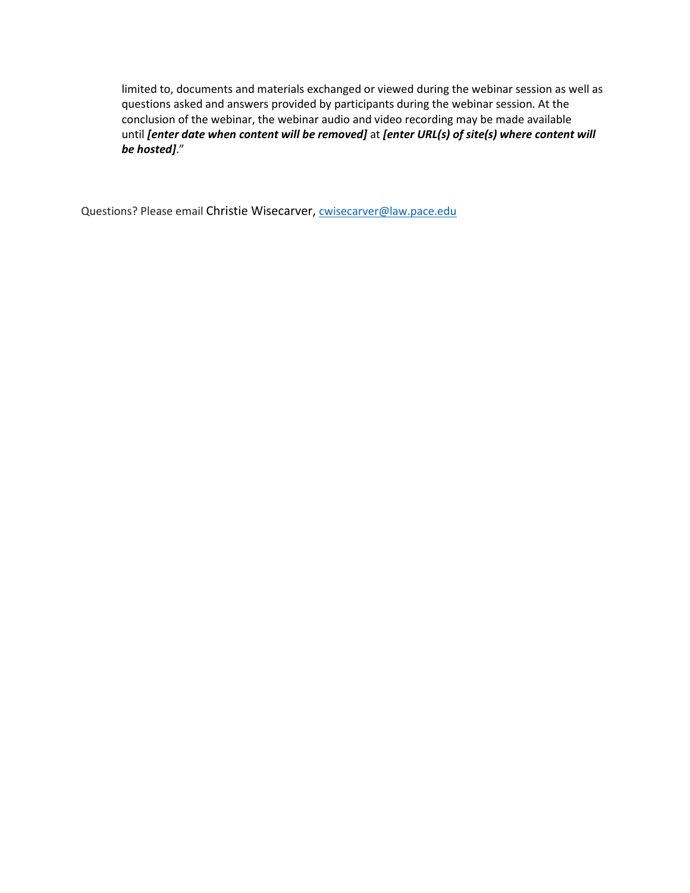limited to, documents and materials exchanged or viewed during the webinar session as well as questions asked and answers provided by participants during the webinar session. At the conclusion of the webinar, the webinar audio and video recording may be made available until ***[enter date when content will be removed]*** at ***[enter URL(s) of site(s) where content will be hosted]***."

Questions? Please email Christie Wisecarver, cwisecarver@law.pace.edu